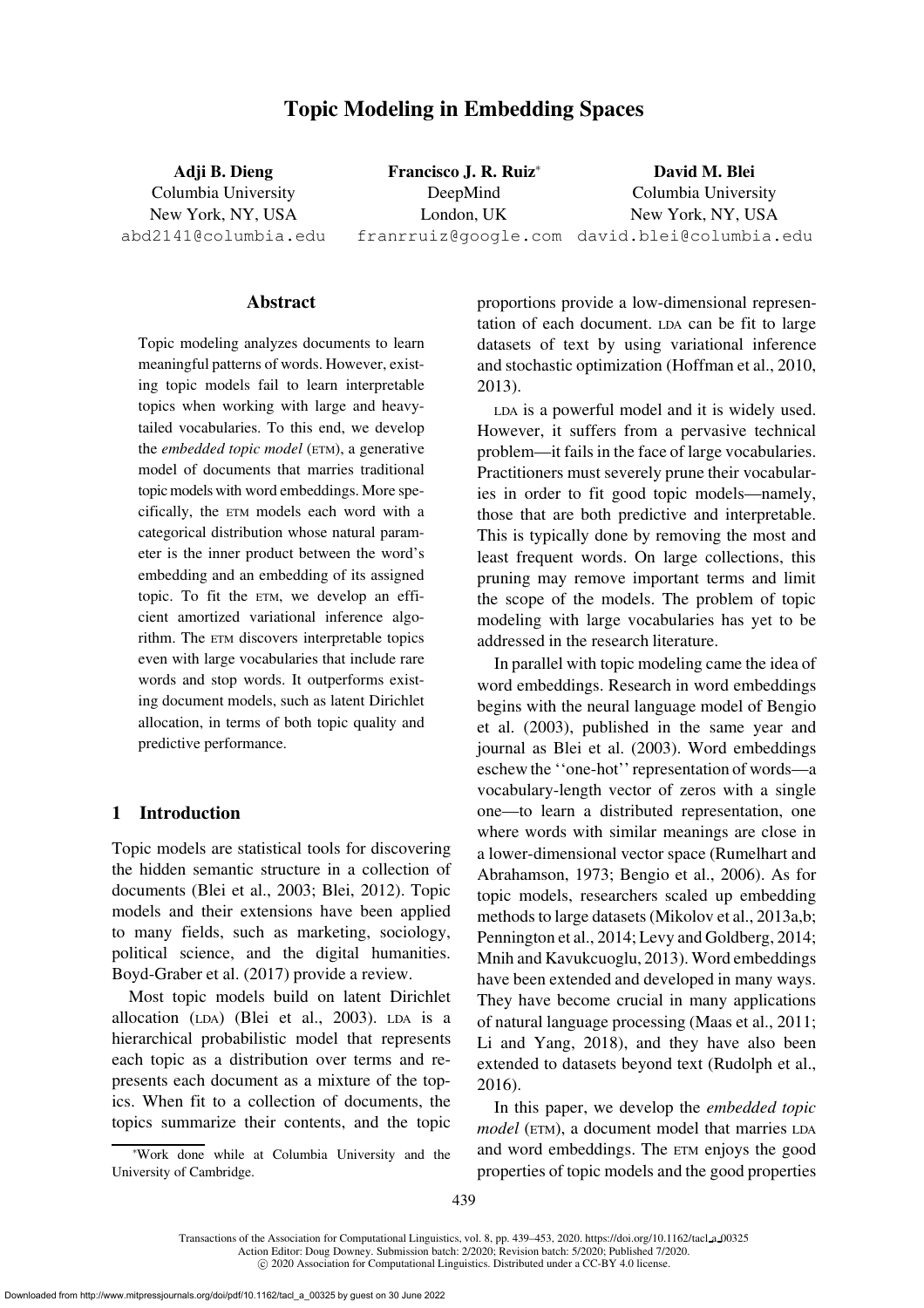# Topic Modeling in Embedding Spaces

**Adji B. Dieng**
Columbia University
New York, NY, USA
abd2141@columbia.edu

**Francisco J. R. Ruiz***
DeepMind
London, UK
franrruiz@google.com

**David M. Blei**
Columbia University
New York, NY, USA
david.blei@columbia.edu

## Abstract

Topic modeling analyzes documents to learn meaningful patterns of words. However, existing topic models fail to learn interpretable topics when working with large and heavy-tailed vocabularies. To this end, we develop the *embedded topic model* (ETM), a generative model of documents that marries traditional topic models with word embeddings. More specifically, the ETM models each word with a categorical distribution whose natural parameter is the inner product between the word's embedding and an embedding of its assigned topic. To fit the ETM, we develop an efficient amortized variational inference algorithm. The ETM discovers interpretable topics even with large vocabularies that include rare words and stop words. It outperforms existing document models, such as latent Dirichlet allocation, in terms of both topic quality and predictive performance.

## 1 Introduction

Topic models are statistical tools for discovering the hidden semantic structure in a collection of documents (Blei et al., 2003; Blei, 2012). Topic models and their extensions have been applied to many fields, such as marketing, sociology, political science, and the digital humanities. Boyd-Graber et al. (2017) provide a review.

Most topic models build on latent Dirichlet allocation (LDA) (Blei et al., 2003). LDA is a hierarchical probabilistic model that represents each topic as a distribution over terms and represents each document as a mixture of the topics. When fit to a collection of documents, the topics summarize their contents, and the topic proportions provide a low-dimensional representation of each document. LDA can be fit to large datasets of text by using variational inference and stochastic optimization (Hoffman et al., 2010, 2013).

LDA is a powerful model and it is widely used. However, it suffers from a pervasive technical problem—it fails in the face of large vocabularies. Practitioners must severely prune their vocabularies in order to fit good topic models—namely, those that are both predictive and interpretable. This is typically done by removing the most and least frequent words. On large collections, this pruning may remove important terms and limit the scope of the models. The problem of topic modeling with large vocabularies has yet to be addressed in the research literature.

In parallel with topic modeling came the idea of word embeddings. Research in word embeddings begins with the neural language model of Bengio et al. (2003), published in the same year and journal as Blei et al. (2003). Word embeddings eschew the ''one-hot'' representation of words—a vocabulary-length vector of zeros with a single one—to learn a distributed representation, one where words with similar meanings are close in a lower-dimensional vector space (Rumelhart and Abrahamson, 1973; Bengio et al., 2006). As for topic models, researchers scaled up embedding methods to large datasets (Mikolov et al., 2013a,b; Pennington et al., 2014; Levy and Goldberg, 2014; Mnih and Kavukcuoglu, 2013). Word embeddings have been extended and developed in many ways. They have become crucial in many applications of natural language processing (Maas et al., 2011; Li and Yang, 2018), and they have also been extended to datasets beyond text (Rudolph et al., 2016).

In this paper, we develop the *embedded topic model* (ETM), a document model that marries LDA and word embeddings. The ETM enjoys the good properties of topic models and the good properties

*Work done while at Columbia University and the University of Cambridge.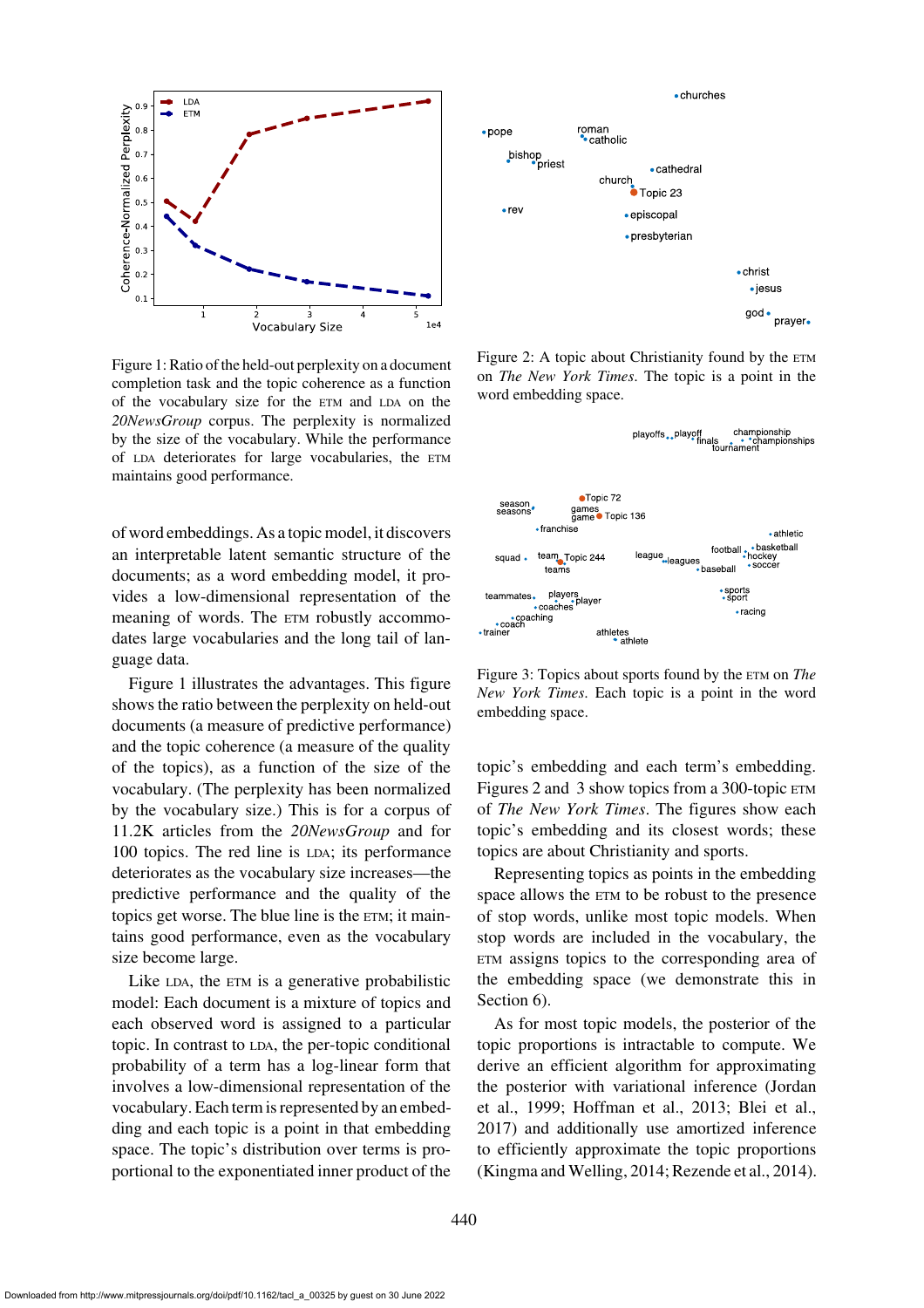Figure 1: Ratio of the held-out perplexity on a document completion task and the topic coherence as a function of the vocabulary size for the ETM and LDA on the *20NewsGroup* corpus. The perplexity is normalized by the size of the vocabulary. While the performance of LDA deteriorates for large vocabularies, the ETM maintains good performance.

Figure 2: A topic about Christianity found by the ETM on *The New York Times*. The topic is a point in the word embedding space.

Figure 3: Topics about sports found by the ETM on *The New York Times*. Each topic is a point in the word embedding space.

of word embeddings. As a topic model, it discovers an interpretable latent semantic structure of the documents; as a word embedding model, it provides a low-dimensional representation of the meaning of words. The ETM robustly accommodates large vocabularies and the long tail of language data.

Figure 1 illustrates the advantages. This figure shows the ratio between the perplexity on held-out documents (a measure of predictive performance) and the topic coherence (a measure of the quality of the topics), as a function of the size of the vocabulary. (The perplexity has been normalized by the vocabulary size.) This is for a corpus of 11.2K articles from the *20NewsGroup* and for 100 topics. The red line is LDA; its performance deteriorates as the vocabulary size increases—the predictive performance and the quality of the topics get worse. The blue line is the ETM; it maintains good performance, even as the vocabulary size become large.

Like LDA, the ETM is a generative probabilistic model: Each document is a mixture of topics and each observed word is assigned to a particular topic. In contrast to LDA, the per-topic conditional probability of a term has a log-linear form that involves a low-dimensional representation of the vocabulary. Each term is represented by an embedding and each topic is a point in that embedding space. The topic's distribution over terms is proportional to the exponentiated inner product of the topic's embedding and each term's embedding. Figures 2 and 3 show topics from a 300-topic ETM of *The New York Times*. The figures show each topic's embedding and its closest words; these topics are about Christianity and sports.

Representing topics as points in the embedding space allows the ETM to be robust to the presence of stop words, unlike most topic models. When stop words are included in the vocabulary, the ETM assigns topics to the corresponding area of the embedding space (we demonstrate this in Section 6).

As for most topic models, the posterior of the topic proportions is intractable to compute. We derive an efficient algorithm for approximating the posterior with variational inference (Jordan et al., 1999; Hoffman et al., 2013; Blei et al., 2017) and additionally use amortized inference to efficiently approximate the topic proportions (Kingma and Welling, 2014; Rezende et al., 2014).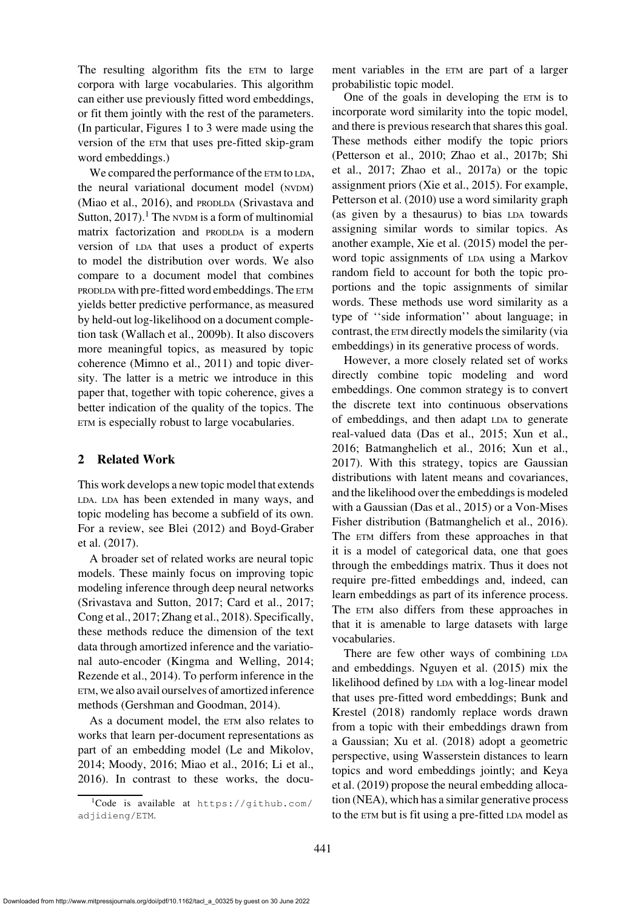The resulting algorithm fits the ETM to large corpora with large vocabularies. This algorithm can either use previously fitted word embeddings, or fit them jointly with the rest of the parameters. (In particular, Figures 1 to 3 were made using the version of the ETM that uses pre-fitted skip-gram word embeddings.)

We compared the performance of the ETM to LDA, the neural variational document model (NVDM) (Miao et al., 2016), and PRODLDA (Srivastava and Sutton, 2017).[1] The NVDM is a form of multinomial matrix factorization and PRODLDA is a modern version of LDA that uses a product of experts to model the distribution over words. We also compare to a document model that combines PRODLDA with pre-fitted word embeddings. The ETM yields better predictive performance, as measured by held-out log-likelihood on a document completion task (Wallach et al., 2009b). It also discovers more meaningful topics, as measured by topic coherence (Mimno et al., 2011) and topic diversity. The latter is a metric we introduce in this paper that, together with topic coherence, gives a better indication of the quality of the topics. The ETM is especially robust to large vocabularies.

## 2 Related Work

This work develops a new topic model that extends LDA. LDA has been extended in many ways, and topic modeling has become a subfield of its own. For a review, see Blei (2012) and Boyd-Graber et al. (2017).

A broader set of related works are neural topic models. These mainly focus on improving topic modeling inference through deep neural networks (Srivastava and Sutton, 2017; Card et al., 2017; Cong et al., 2017; Zhang et al., 2018). Specifically, these methods reduce the dimension of the text data through amortized inference and the variational auto-encoder (Kingma and Welling, 2014; Rezende et al., 2014). To perform inference in the ETM, we also avail ourselves of amortized inference methods (Gershman and Goodman, 2014).

As a document model, the ETM also relates to works that learn per-document representations as part of an embedding model (Le and Mikolov, 2014; Moody, 2016; Miao et al., 2016; Li et al., 2016). In contrast to these works, the document variables in the ETM are part of a larger probabilistic topic model.

One of the goals in developing the ETM is to incorporate word similarity into the topic model, and there is previous research that shares this goal. These methods either modify the topic priors (Petterson et al., 2010; Zhao et al., 2017b; Shi et al., 2017; Zhao et al., 2017a) or the topic assignment priors (Xie et al., 2015). For example, Petterson et al. (2010) use a word similarity graph (as given by a thesaurus) to bias LDA towards assigning similar words to similar topics. As another example, Xie et al. (2015) model the per-word topic assignments of LDA using a Markov random field to account for both the topic proportions and the topic assignments of similar words. These methods use word similarity as a type of ''side information'' about language; in contrast, the ETM directly models the similarity (via embeddings) in its generative process of words.

However, a more closely related set of works directly combine topic modeling and word embeddings. One common strategy is to convert the discrete text into continuous observations of embeddings, and then adapt LDA to generate real-valued data (Das et al., 2015; Xun et al., 2016; Batmanghelich et al., 2016; Xun et al., 2017). With this strategy, topics are Gaussian distributions with latent means and covariances, and the likelihood over the embeddings is modeled with a Gaussian (Das et al., 2015) or a Von-Mises Fisher distribution (Batmanghelich et al., 2016). The ETM differs from these approaches in that it is a model of categorical data, one that goes through the embeddings matrix. Thus it does not require pre-fitted embeddings and, indeed, can learn embeddings as part of its inference process. The ETM also differs from these approaches in that it is amenable to large datasets with large vocabularies.

There are few other ways of combining LDA and embeddings. Nguyen et al. (2015) mix the likelihood defined by LDA with a log-linear model that uses pre-fitted word embeddings; Bunk and Krestel (2018) randomly replace words drawn from a topic with their embeddings drawn from a Gaussian; Xu et al. (2018) adopt a geometric perspective, using Wasserstein distances to learn topics and word embeddings jointly; and Keya et al. (2019) propose the neural embedding allocation (NEA), which has a similar generative process to the ETM but is fit using a pre-fitted LDA model as

[1] Code is available at https://github.com/adjidieng/ETM.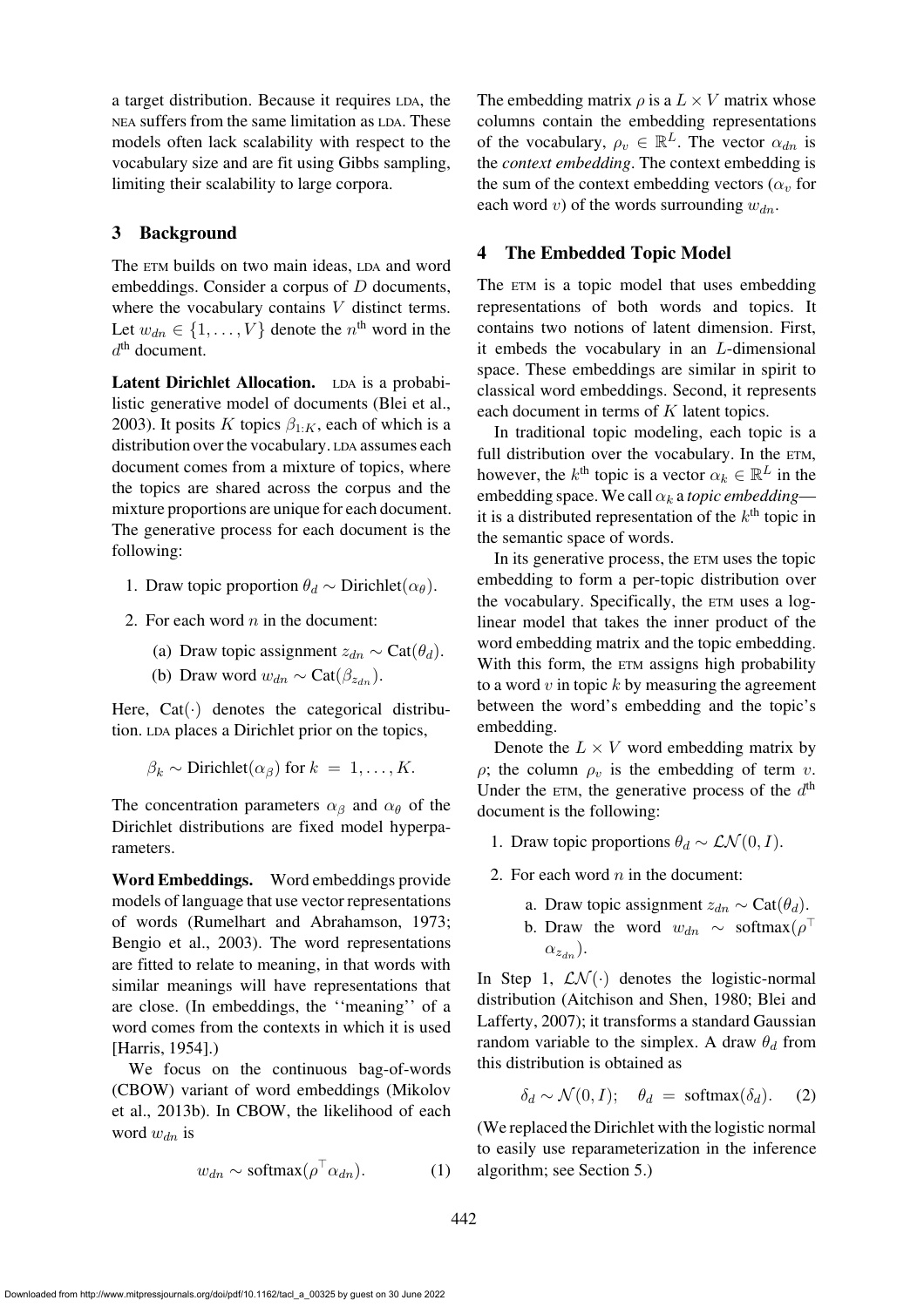a target distribution. Because it requires LDA, the NEA suffers from the same limitation as LDA. These models often lack scalability with respect to the vocabulary size and are fit using Gibbs sampling, limiting their scalability to large corpora.

## 3 Background

The ETM builds on two main ideas, LDA and word embeddings. Consider a corpus of $D$ documents, where the vocabulary contains $V$ distinct terms. Let $w_{dn} \in \{1, \ldots, V\}$ denote the $n^{\text{th}}$ word in the $d^{\text{th}}$ document.

**Latent Dirichlet Allocation.** LDA is a probabilistic generative model of documents (Blei et al., 2003). It posits $K$ topics $\beta_{1:K}$, each of which is a distribution over the vocabulary. LDA assumes each document comes from a mixture of topics, where the topics are shared across the corpus and the mixture proportions are unique for each document. The generative process for each document is the following:

1. Draw topic proportion $\theta_d \sim \text{Dirichlet}(\alpha_\theta)$.
2. For each word $n$ in the document:
   (a) Draw topic assignment $z_{dn} \sim \text{Cat}(\theta_d)$.
   (b) Draw word $w_{dn} \sim \text{Cat}(\beta_{z_{dn}})$.

Here, $\text{Cat}(\cdot)$ denotes the categorical distribution. LDA places a Dirichlet prior on the topics,

$$\beta_k \sim \text{Dirichlet}(\alpha_\beta) \text{ for } k = 1, \ldots, K.$$

The concentration parameters $\alpha_\beta$ and $\alpha_\theta$ of the Dirichlet distributions are fixed model hyperparameters.

**Word Embeddings.** Word embeddings provide models of language that use vector representations of words (Rumelhart and Abrahamson, 1973; Bengio et al., 2003). The word representations are fitted to relate to meaning, in that words with similar meanings will have representations that are close. (In embeddings, the ''meaning'' of a word comes from the contexts in which it is used [Harris, 1954].)

We focus on the continuous bag-of-words (CBOW) variant of word embeddings (Mikolov et al., 2013b). In CBOW, the likelihood of each word $w_{dn}$ is

$$w_{dn} \sim \text{softmax}(\rho^\top \alpha_{dn}). \tag{1}$$

The embedding matrix $\rho$ is a $L \times V$ matrix whose columns contain the embedding representations of the vocabulary, $\rho_v \in \mathbb{R}^L$. The vector $\alpha_{dn}$ is the *context embedding*. The context embedding is the sum of the context embedding vectors ($\alpha_v$ for each word $v$) of the words surrounding $w_{dn}$.

## 4 The Embedded Topic Model

The ETM is a topic model that uses embedding representations of both words and topics. It contains two notions of latent dimension. First, it embeds the vocabulary in an $L$-dimensional space. These embeddings are similar in spirit to classical word embeddings. Second, it represents each document in terms of $K$ latent topics.

In traditional topic modeling, each topic is a full distribution over the vocabulary. In the ETM, however, the $k^{\text{th}}$ topic is a vector $\alpha_k \in \mathbb{R}^L$ in the embedding space. We call $\alpha_k$ a *topic embedding*—it is a distributed representation of the $k^{\text{th}}$ topic in the semantic space of words.

In its generative process, the ETM uses the topic embedding to form a per-topic distribution over the vocabulary. Specifically, the ETM uses a log-linear model that takes the inner product of the word embedding matrix and the topic embedding. With this form, the ETM assigns high probability to a word $v$ in topic $k$ by measuring the agreement between the word's embedding and the topic's embedding.

Denote the $L \times V$ word embedding matrix by $\rho$; the column $\rho_v$ is the embedding of term $v$. Under the ETM, the generative process of the $d^{\text{th}}$ document is the following:

1. Draw topic proportions $\theta_d \sim \mathcal{LN}(0, I)$.
2. For each word $n$ in the document:
   a. Draw topic assignment $z_{dn} \sim \text{Cat}(\theta_d)$.
   b. Draw the word $w_{dn} \sim \text{softmax}(\rho^\top \alpha_{z_{dn}})$.

In Step 1, $\mathcal{LN}(\cdot)$ denotes the logistic-normal distribution (Aitchison and Shen, 1980; Blei and Lafferty, 2007); it transforms a standard Gaussian random variable to the simplex. A draw $\theta_d$ from this distribution is obtained as

$$\delta_d \sim \mathcal{N}(0, I); \quad \theta_d = \text{softmax}(\delta_d). \tag{2}$$

(We replaced the Dirichlet with the logistic normal to easily use reparameterization in the inference algorithm; see Section 5.)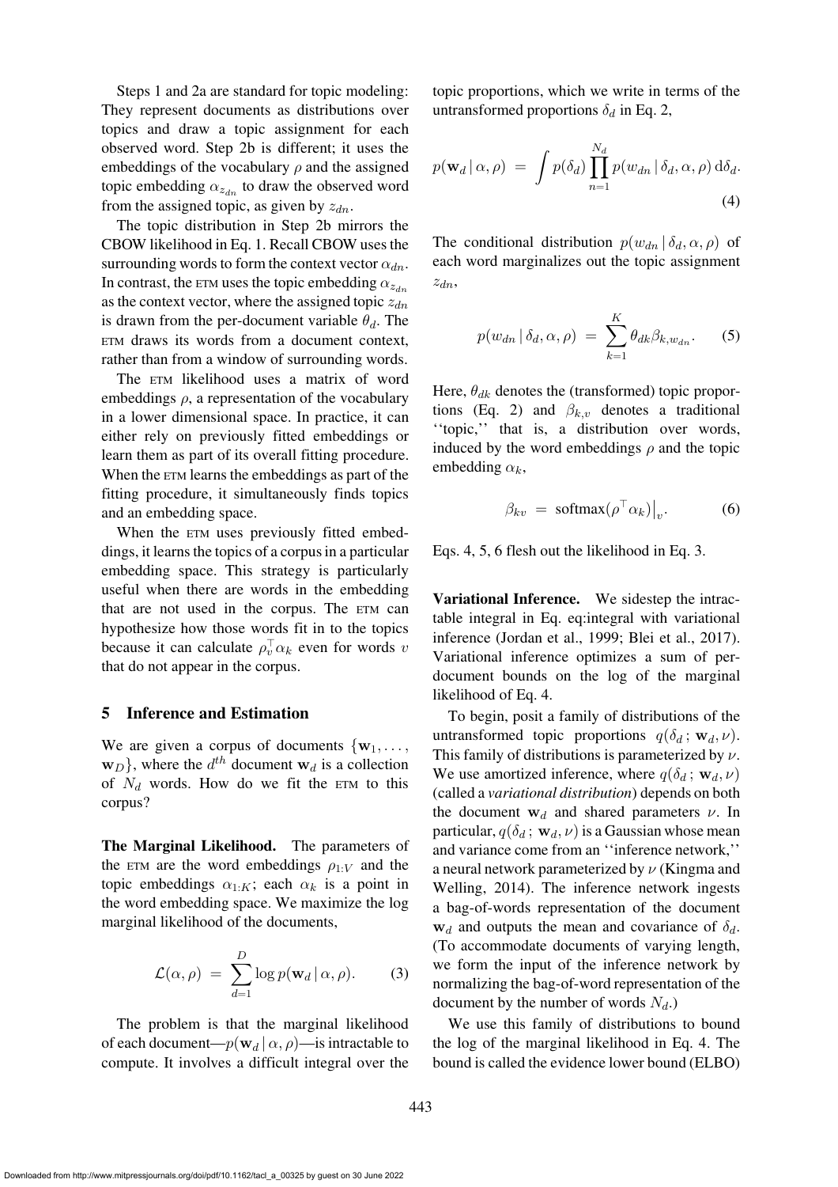Steps 1 and 2a are standard for topic modeling: They represent documents as distributions over topics and draw a topic assignment for each observed word. Step 2b is different; it uses the embeddings of the vocabulary $\rho$ and the assigned topic embedding $\alpha_{z_{dn}}$ to draw the observed word from the assigned topic, as given by $z_{dn}$.

The topic distribution in Step 2b mirrors the CBOW likelihood in Eq. 1. Recall CBOW uses the surrounding words to form the context vector $\alpha_{dn}$. In contrast, the ETM uses the topic embedding $\alpha_{z_{dn}}$ as the context vector, where the assigned topic $z_{dn}$ is drawn from the per-document variable $\theta_d$. The ETM draws its words from a document context, rather than from a window of surrounding words.

The ETM likelihood uses a matrix of word embeddings $\rho$, a representation of the vocabulary in a lower dimensional space. In practice, it can either rely on previously fitted embeddings or learn them as part of its overall fitting procedure. When the ETM learns the embeddings as part of the fitting procedure, it simultaneously finds topics and an embedding space.

When the ETM uses previously fitted embeddings, it learns the topics of a corpus in a particular embedding space. This strategy is particularly useful when there are words in the embedding that are not used in the corpus. The ETM can hypothesize how those words fit in to the topics because it can calculate $\rho_v^\top \alpha_k$ even for words $v$ that do not appear in the corpus.

## 5 Inference and Estimation

We are given a corpus of documents $\{\mathbf{w}_1, \dots, \mathbf{w}_D\}$, where the $d^{th}$ document $\mathbf{w}_d$ is a collection of $N_d$ words. How do we fit the ETM to this corpus?

**The Marginal Likelihood.** The parameters of the ETM are the word embeddings $\rho_{1:V}$ and the topic embeddings $\alpha_{1:K}$; each $\alpha_k$ is a point in the word embedding space. We maximize the log marginal likelihood of the documents,

$$\mathcal{L}(\alpha, \rho) \;=\; \sum_{d=1}^{D} \log p(\mathbf{w}_d \,|\, \alpha, \rho). \tag{3}$$

The problem is that the marginal likelihood of each document—$p(\mathbf{w}_d \,|\, \alpha, \rho)$—is intractable to compute. It involves a difficult integral over the topic proportions, which we write in terms of the untransformed proportions $\delta_d$ in Eq. 2,

$$p(\mathbf{w}_d \,|\, \alpha, \rho) \;=\; \int p(\delta_d) \prod_{n=1}^{N_d} p(w_{dn} \,|\, \delta_d, \alpha, \rho) \, \mathrm{d}\delta_d. \tag{4}$$

The conditional distribution $p(w_{dn} \,|\, \delta_d, \alpha, \rho)$ of each word marginalizes out the topic assignment $z_{dn}$,

$$p(w_{dn} \,|\, \delta_d, \alpha, \rho) \;=\; \sum_{k=1}^{K} \theta_{dk} \beta_{k, w_{dn}}. \tag{5}$$

Here, $\theta_{dk}$ denotes the (transformed) topic proportions (Eq. 2) and $\beta_{k,v}$ denotes a traditional ''topic,'' that is, a distribution over words, induced by the word embeddings $\rho$ and the topic embedding $\alpha_k$,

$$\beta_{kv} \;=\; \mathrm{softmax}(\rho^\top \alpha_k)\big|_v. \tag{6}$$

Eqs. 4, 5, 6 flesh out the likelihood in Eq. 3.

**Variational Inference.** We sidestep the intractable integral in Eq. eq:integral with variational inference (Jordan et al., 1999; Blei et al., 2017). Variational inference optimizes a sum of per-document bounds on the log of the marginal likelihood of Eq. 4.

To begin, posit a family of distributions of the untransformed topic proportions $q(\delta_d \,;\, \mathbf{w}_d, \nu)$. This family of distributions is parameterized by $\nu$. We use amortized inference, where $q(\delta_d \,;\, \mathbf{w}_d, \nu)$ (called a *variational distribution*) depends on both the document $\mathbf{w}_d$ and shared parameters $\nu$. In particular, $q(\delta_d \,;\, \mathbf{w}_d, \nu)$ is a Gaussian whose mean and variance come from an ''inference network,'' a neural network parameterized by $\nu$ (Kingma and Welling, 2014). The inference network ingests a bag-of-words representation of the document $\mathbf{w}_d$ and outputs the mean and covariance of $\delta_d$. (To accommodate documents of varying length, we form the input of the inference network by normalizing the bag-of-word representation of the document by the number of words $N_d$.)

We use this family of distributions to bound the log of the marginal likelihood in Eq. 4. The bound is called the evidence lower bound (ELBO)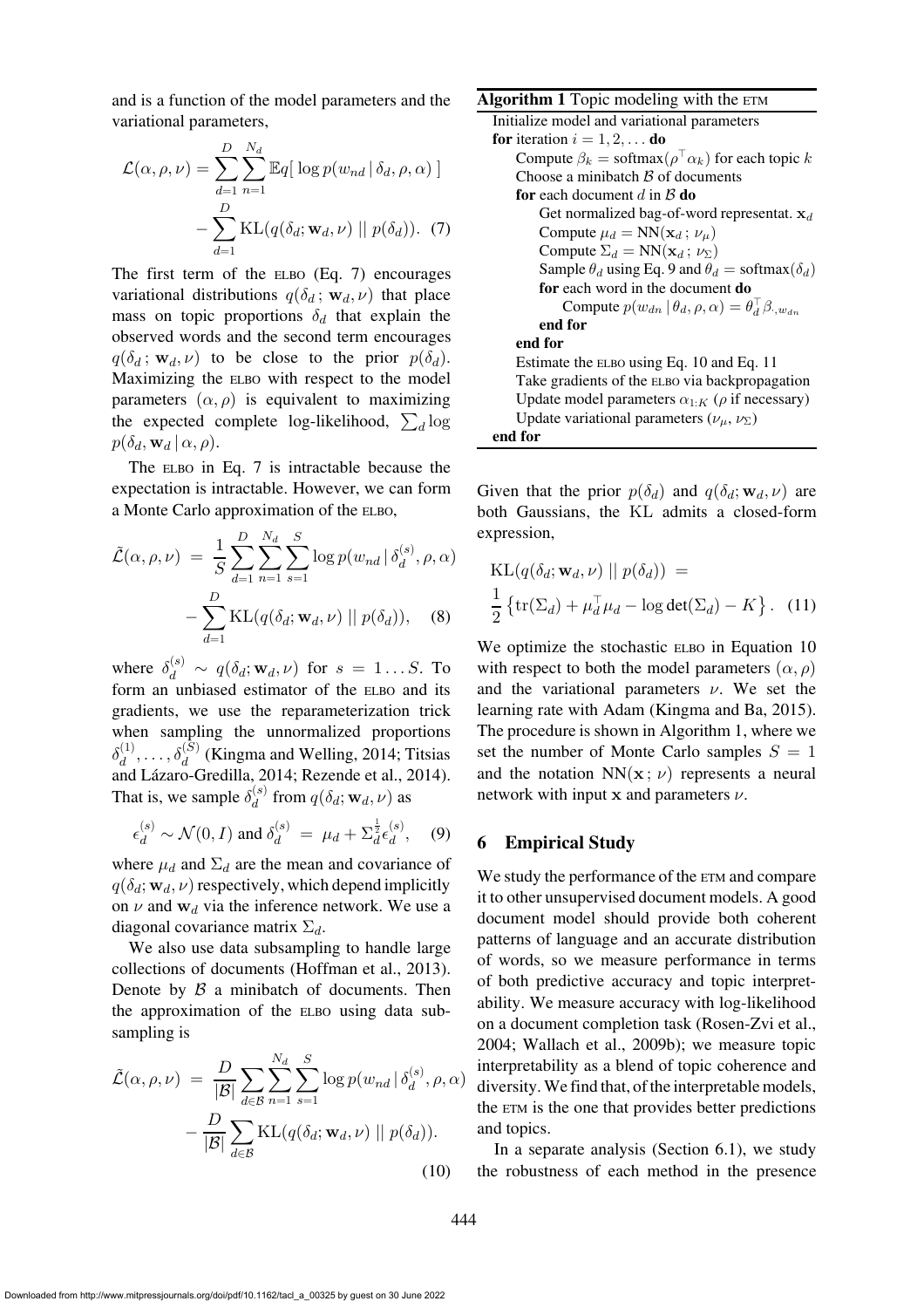and is a function of the model parameters and the variational parameters,

$$\mathcal{L}(\alpha, \rho, \nu) = \sum_{d=1}^{D} \sum_{n=1}^{N_d} \mathbb{E}q[\, \log p(w_{nd} \,|\, \delta_d, \rho, \alpha)\, ] - \sum_{d=1}^{D} \mathrm{KL}(q(\delta_d; \mathbf{w}_d, \nu) \,||\, p(\delta_d)). \quad (7)$$

The first term of the ELBO (Eq. 7) encourages variational distributions $q(\delta_d\,;\,\mathbf{w}_d, \nu)$ that place mass on topic proportions $\delta_d$ that explain the observed words and the second term encourages $q(\delta_d\,;\,\mathbf{w}_d, \nu)$ to be close to the prior $p(\delta_d)$. Maximizing the ELBO with respect to the model parameters $(\alpha, \rho)$ is equivalent to maximizing the expected complete log-likelihood, $\sum_d \log p(\delta_d, \mathbf{w}_d \,|\, \alpha, \rho)$.

The ELBO in Eq. 7 is intractable because the expectation is intractable. However, we can form a Monte Carlo approximation of the ELBO,

$$\tilde{\mathcal{L}}(\alpha, \rho, \nu) = \frac{1}{S} \sum_{d=1}^{D} \sum_{n=1}^{N_d} \sum_{s=1}^{S} \log p(w_{nd} \,|\, \delta_d^{(s)}, \rho, \alpha) - \sum_{d=1}^{D} \mathrm{KL}(q(\delta_d; \mathbf{w}_d, \nu) \,||\, p(\delta_d)), \quad (8)$$

where $\delta_d^{(s)} \sim q(\delta_d; \mathbf{w}_d, \nu)$ for $s = 1 \ldots S$. To form an unbiased estimator of the ELBO and its gradients, we use the reparameterization trick when sampling the unnormalized proportions $\delta_d^{(1)}, \ldots, \delta_d^{(S)}$ (Kingma and Welling, 2014; Titsias and Lázaro-Gredilla, 2014; Rezende et al., 2014). That is, we sample $\delta_d^{(s)}$ from $q(\delta_d; \mathbf{w}_d, \nu)$ as

$$\epsilon_d^{(s)} \sim \mathcal{N}(0, I) \text{ and } \delta_d^{(s)} = \mu_d + \Sigma_d^{\frac{1}{2}} \epsilon_d^{(s)}, \quad (9)$$

where $\mu_d$ and $\Sigma_d$ are the mean and covariance of $q(\delta_d; \mathbf{w}_d, \nu)$ respectively, which depend implicitly on $\nu$ and $\mathbf{w}_d$ via the inference network. We use a diagonal covariance matrix $\Sigma_d$.

We also use data subsampling to handle large collections of documents (Hoffman et al., 2013). Denote by $\mathcal{B}$ a minibatch of documents. Then the approximation of the ELBO using data subsampling is

$$\tilde{\mathcal{L}}(\alpha, \rho, \nu) = \frac{D}{|\mathcal{B}|} \sum_{d \in \mathcal{B}} \sum_{n=1}^{N_d} \sum_{s=1}^{S} \log p(w_{nd} \,|\, \delta_d^{(s)}, \rho, \alpha) - \frac{D}{|\mathcal{B}|} \sum_{d \in \mathcal{B}} \mathrm{KL}(q(\delta_d; \mathbf{w}_d, \nu) \,||\, p(\delta_d)). \quad (10)$$

**Algorithm 1** Topic modeling with the ETM

```
Initialize model and variational parameters
for iteration i = 1, 2, ... do
    Compute β_k = softmax(ρ^⊤ α_k) for each topic k
    Choose a minibatch B of documents
    for each document d in B do
        Get normalized bag-of-word representat. x_d
        Compute μ_d = NN(x_d ; ν_μ)
        Compute Σ_d = NN(x_d ; ν_Σ)
        Sample θ_d using Eq. 9 and θ_d = softmax(δ_d)
        for each word in the document do
            Compute p(w_dn | θ_d, ρ, α) = θ_d^⊤ β_{·,w_dn}
        end for
    end for
    Estimate the ELBO using Eq. 10 and Eq. 11
    Take gradients of the ELBO via backpropagation
    Update model parameters α_{1:K} (ρ if necessary)
    Update variational parameters (ν_μ, ν_Σ)
end for
```

Given that the prior $p(\delta_d)$ and $q(\delta_d; \mathbf{w}_d, \nu)$ are both Gaussians, the KL admits a closed-form expression,

$$\mathrm{KL}(q(\delta_d; \mathbf{w}_d, \nu) \,||\, p(\delta_d)) = \frac{1}{2} \left\{ \mathrm{tr}(\Sigma_d) + \mu_d^\top \mu_d - \log \det(\Sigma_d) - K \right\}. \quad (11)$$

We optimize the stochastic ELBO in Equation 10 with respect to both the model parameters $(\alpha, \rho)$ and the variational parameters $\nu$. We set the learning rate with Adam (Kingma and Ba, 2015). The procedure is shown in Algorithm 1, where we set the number of Monte Carlo samples $S = 1$ and the notation $\mathrm{NN}(\mathbf{x}\,;\,\nu)$ represents a neural network with input $\mathbf{x}$ and parameters $\nu$.

## 6 Empirical Study

We study the performance of the ETM and compare it to other unsupervised document models. A good document model should provide both coherent patterns of language and an accurate distribution of words, so we measure performance in terms of both predictive accuracy and topic interpretability. We measure accuracy with log-likelihood on a document completion task (Rosen-Zvi et al., 2004; Wallach et al., 2009b); we measure topic interpretability as a blend of topic coherence and diversity. We find that, of the interpretable models, the ETM is the one that provides better predictions and topics.

In a separate analysis (Section 6.1), we study the robustness of each method in the presence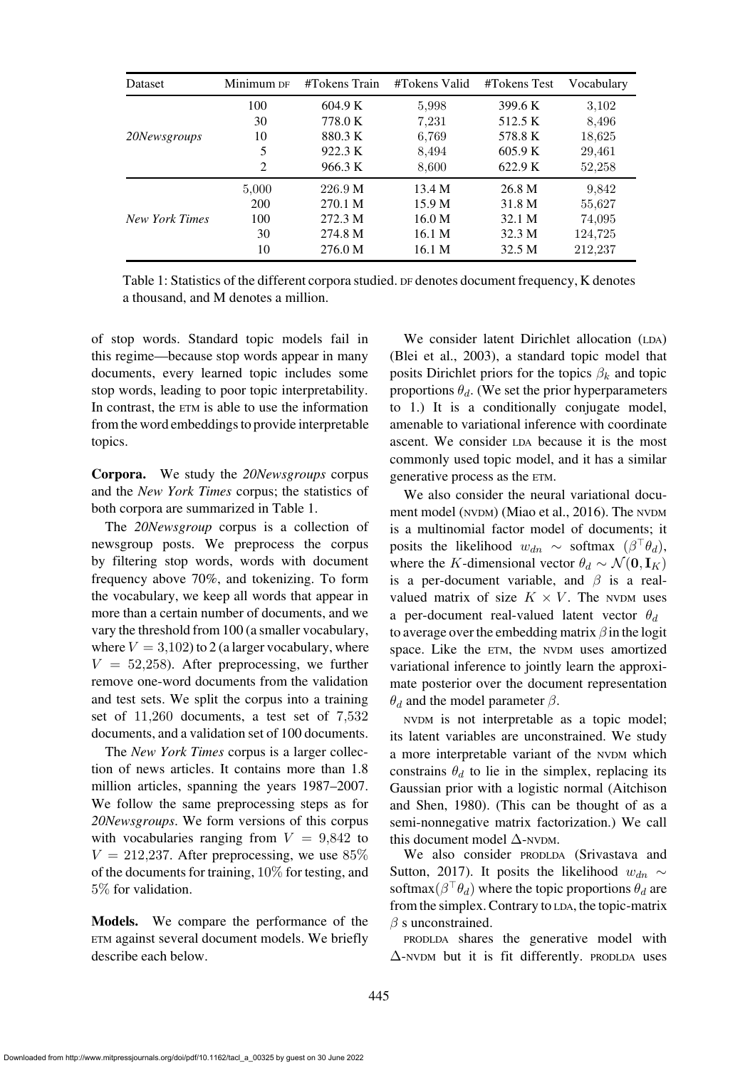| Dataset | Minimum DF | #Tokens Train | #Tokens Valid | #Tokens Test | Vocabulary |
|---|---|---|---|---|---|
| *20Newsgroups* | 100 | 604.9 K | 5,998 | 399.6 K | 3,102 |
| | 30 | 778.0 K | 7,231 | 512.5 K | 8,496 |
| | 10 | 880.3 K | 6,769 | 578.8 K | 18,625 |
| | 5 | 922.3 K | 8,494 | 605.9 K | 29,461 |
| | 2 | 966.3 K | 8,600 | 622.9 K | 52,258 |
| *New York Times* | 5,000 | 226.9 M | 13.4 M | 26.8 M | 9,842 |
| | 200 | 270.1 M | 15.9 M | 31.8 M | 55,627 |
| | 100 | 272.3 M | 16.0 M | 32.1 M | 74,095 |
| | 30 | 274.8 M | 16.1 M | 32.3 M | 124,725 |
| | 10 | 276.0 M | 16.1 M | 32.5 M | 212,237 |

Table 1: Statistics of the different corpora studied. DF denotes document frequency, K denotes a thousand, and M denotes a million.

of stop words. Standard topic models fail in this regime—because stop words appear in many documents, every learned topic includes some stop words, leading to poor topic interpretability. In contrast, the ETM is able to use the information from the word embeddings to provide interpretable topics.

**Corpora.** We study the *20Newsgroups* corpus and the *New York Times* corpus; the statistics of both corpora are summarized in Table 1.

The *20Newsgroup* corpus is a collection of newsgroup posts. We preprocess the corpus by filtering stop words, words with document frequency above 70%, and tokenizing. To form the vocabulary, we keep all words that appear in more than a certain number of documents, and we vary the threshold from 100 (a smaller vocabulary, where $V = 3{,}102$) to 2 (a larger vocabulary, where $V = 52{,}258$). After preprocessing, we further remove one-word documents from the validation and test sets. We split the corpus into a training set of $11{,}260$ documents, a test set of $7{,}532$ documents, and a validation set of 100 documents.

The *New York Times* corpus is a larger collection of news articles. It contains more than 1.8 million articles, spanning the years 1987–2007. We follow the same preprocessing steps as for *20Newsgroups*. We form versions of this corpus with vocabularies ranging from $V = 9{,}842$ to $V = 212{,}237$. After preprocessing, we use $85\%$ of the documents for training, $10\%$ for testing, and $5\%$ for validation.

**Models.** We compare the performance of the ETM against several document models. We briefly describe each below.

We consider latent Dirichlet allocation (LDA) (Blei et al., 2003), a standard topic model that posits Dirichlet priors for the topics $\beta_k$ and topic proportions $\theta_d$. (We set the prior hyperparameters to 1.) It is a conditionally conjugate model, amenable to variational inference with coordinate ascent. We consider LDA because it is the most commonly used topic model, and it has a similar generative process as the ETM.

We also consider the neural variational document model (NVDM) (Miao et al., 2016). The NVDM is a multinomial factor model of documents; it posits the likelihood $w_{dn} \sim \text{softmax}\ (\beta^\top \theta_d)$, where the $K$-dimensional vector $\theta_d \sim \mathcal{N}(\mathbf{0}, \mathbf{I}_K)$ is a per-document variable, and $\beta$ is a real-valued matrix of size $K \times V$. The NVDM uses a per-document real-valued latent vector $\theta_d$ to average over the embedding matrix $\beta$ in the logit space. Like the ETM, the NVDM uses amortized variational inference to jointly learn the approximate posterior over the document representation $\theta_d$ and the model parameter $\beta$.

NVDM is not interpretable as a topic model; its latent variables are unconstrained. We study a more interpretable variant of the NVDM which constrains $\theta_d$ to lie in the simplex, replacing its Gaussian prior with a logistic normal (Aitchison and Shen, 1980). (This can be thought of as a semi-nonnegative matrix factorization.) We call this document model $\Delta$-NVDM.

We also consider PRODLDA (Srivastava and Sutton, 2017). It posits the likelihood $w_{dn} \sim \text{softmax}(\beta^\top \theta_d)$ where the topic proportions $\theta_d$ are from the simplex. Contrary to LDA, the topic-matrix $\beta$ s unconstrained.

PRODLDA shares the generative model with $\Delta$-NVDM but it is fit differently. PRODLDA uses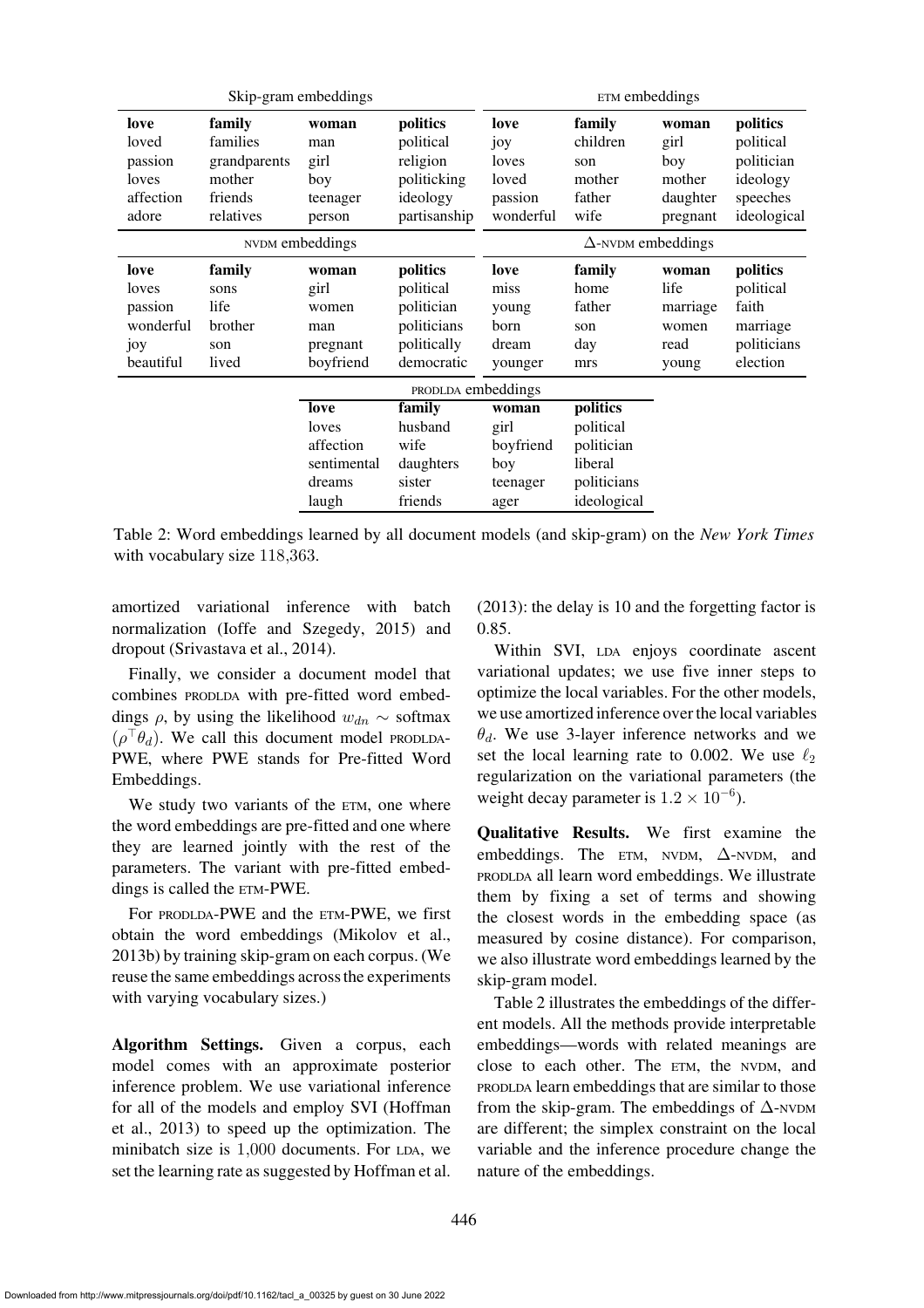| Skip-gram embeddings | | | | ETM embeddings | | | |
|---|---|---|---|---|---|---|---|
| **love** | **family** | **woman** | **politics** | **love** | **family** | **woman** | **politics** |
| loved | families | man | political | joy | children | girl | political |
| passion | grandparents | girl | religion | loves | son | boy | politician |
| loves | mother | boy | politicking | loved | mother | mother | ideology |
| affection | friends | teenager | ideology | passion | father | daughter | speeches |
| adore | relatives | person | partisanship | wonderful | wife | pregnant | ideological |

| NVDM embeddings | | | | $\Delta$-NVDM embeddings | | | |
|---|---|---|---|---|---|---|---|
| **love** | **family** | **woman** | **politics** | **love** | **family** | **woman** | **politics** |
| loves | sons | girl | political | miss | home | life | political |
| passion | life | women | politician | young | father | marriage | faith |
| wonderful | brother | man | politicians | born | son | women | marriage |
| joy | son | pregnant | politically | dream | day | read | politicians |
| beautiful | lived | boyfriend | democratic | younger | mrs | young | election |

| PRODLDA embeddings | | | |
|---|---|---|---|
| **love** | **family** | **woman** | **politics** |
| loves | husband | girl | political |
| affection | wife | boyfriend | politician |
| sentimental | daughters | boy | liberal |
| dreams | sister | teenager | politicians |
| laugh | friends | ager | ideological |

Table 2: Word embeddings learned by all document models (and skip-gram) on the *New York Times* with vocabulary size 118,363.

amortized variational inference with batch normalization (Ioffe and Szegedy, 2015) and dropout (Srivastava et al., 2014).

Finally, we consider a document model that combines PRODLDA with pre-fitted word embeddings $\rho$, by using the likelihood $w_{dn} \sim$ softmax $(\rho^\top \theta_d)$. We call this document model PRODLDA-PWE, where PWE stands for Pre-fitted Word Embeddings.

We study two variants of the ETM, one where the word embeddings are pre-fitted and one where they are learned jointly with the rest of the parameters. The variant with pre-fitted embeddings is called the ETM-PWE.

For PRODLDA-PWE and the ETM-PWE, we first obtain the word embeddings (Mikolov et al., 2013b) by training skip-gram on each corpus. (We reuse the same embeddings across the experiments with varying vocabulary sizes.)

**Algorithm Settings.** Given a corpus, each model comes with an approximate posterior inference problem. We use variational inference for all of the models and employ SVI (Hoffman et al., 2013) to speed up the optimization. The minibatch size is 1,000 documents. For LDA, we set the learning rate as suggested by Hoffman et al. (2013): the delay is 10 and the forgetting factor is 0.85.

Within SVI, LDA enjoys coordinate ascent variational updates; we use five inner steps to optimize the local variables. For the other models, we use amortized inference over the local variables $\theta_d$. We use 3-layer inference networks and we set the local learning rate to 0.002. We use $\ell_2$ regularization on the variational parameters (the weight decay parameter is $1.2 \times 10^{-6}$).

**Qualitative Results.** We first examine the embeddings. The ETM, NVDM, $\Delta$-NVDM, and PRODLDA all learn word embeddings. We illustrate them by fixing a set of terms and showing the closest words in the embedding space (as measured by cosine distance). For comparison, we also illustrate word embeddings learned by the skip-gram model.

Table 2 illustrates the embeddings of the different models. All the methods provide interpretable embeddings—words with related meanings are close to each other. The ETM, the NVDM, and PRODLDA learn embeddings that are similar to those from the skip-gram. The embeddings of $\Delta$-NVDM are different; the simplex constraint on the local variable and the inference procedure change the nature of the embeddings.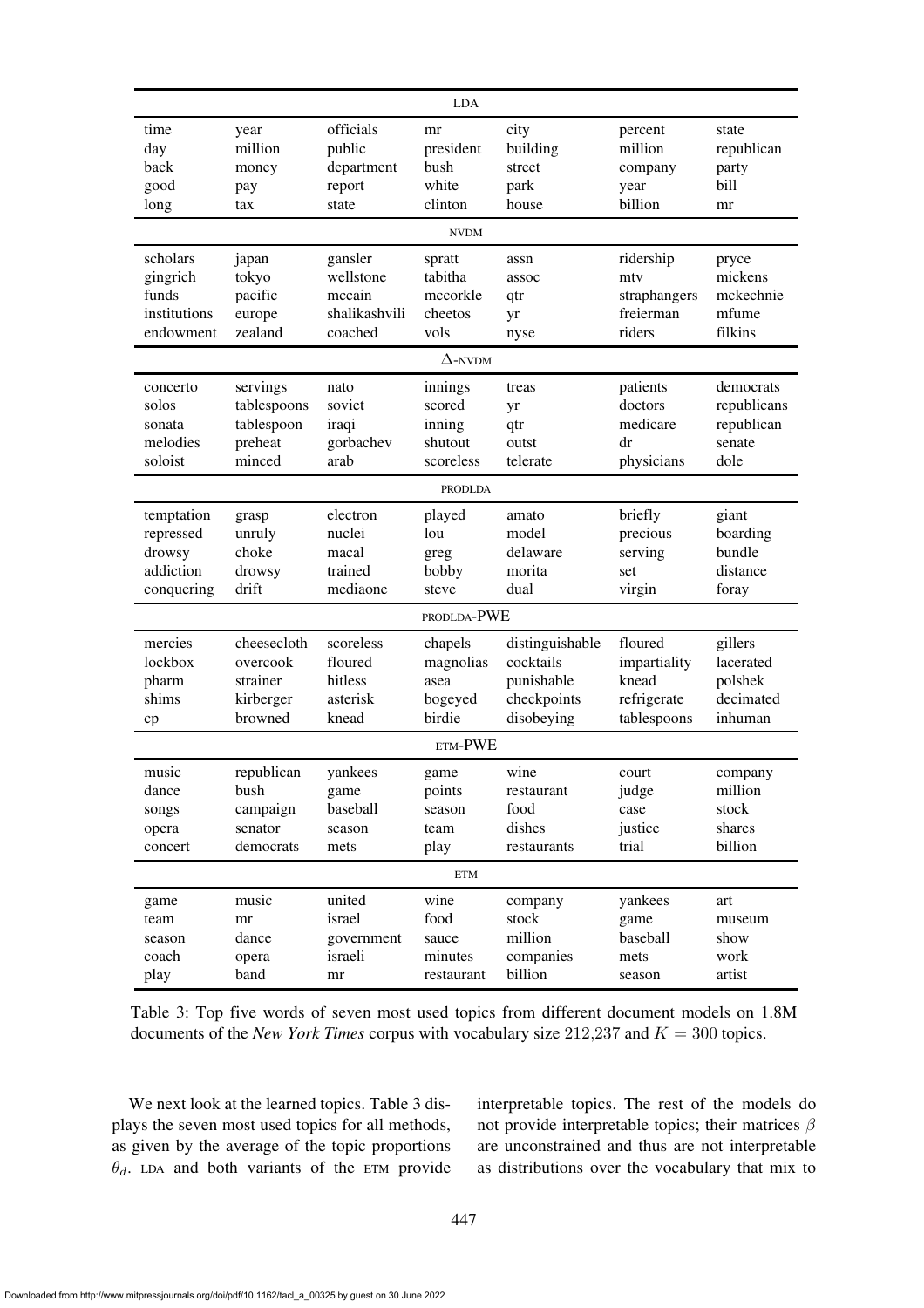| | | | LDA | | | |
|---|---|---|---|---|---|---|
| time | year | officials | mr | city | percent | state |
| day | million | public | president | building | million | republican |
| back | money | department | bush | street | company | party |
| good | pay | report | white | park | year | bill |
| long | tax | state | clinton | house | billion | mr |
| | | | NVDM | | | |
| scholars | japan | gansler | spratt | assn | ridership | pryce |
| gingrich | tokyo | wellstone | tabitha | assoc | mtv | mickens |
| funds | pacific | mccain | mccorkle | qtr | straphangers | mckechnie |
| institutions | europe | shalikashvili | cheetos | yr | freierman | mfume |
| endowment | zealand | coached | vols | nyse | riders | filkins |
| | | | $\Delta$-NVDM | | | |
| concerto | servings | nato | innings | treas | patients | democrats |
| solos | tablespoons | soviet | scored | yr | doctors | republicans |
| sonata | tablespoon | iraqi | inning | qtr | medicare | republican |
| melodies | preheat | gorbachev | shutout | outst | dr | senate |
| soloist | minced | arab | scoreless | telerate | physicians | dole |
| | | | PRODLDA | | | |
| temptation | grasp | electron | played | amato | briefly | giant |
| repressed | unruly | nuclei | lou | model | precious | boarding |
| drowsy | choke | macal | greg | delaware | serving | bundle |
| addiction | drowsy | trained | bobby | morita | set | distance |
| conquering | drift | mediaone | steve | dual | virgin | foray |
| | | | PRODLDA-PWE | | | |
| mercies | cheesecloth | scoreless | chapels | distinguishable | floured | gillers |
| lockbox | overcook | floured | magnolias | cocktails | impartiality | lacerated |
| pharm | strainer | hitless | asea | punishable | knead | polshek |
| shims | kirberger | asterisk | bogeyed | checkpoints | refrigerate | decimated |
| cp | browned | knead | birdie | disobeying | tablespoons | inhuman |
| | | | ETM-PWE | | | |
| music | republican | yankees | game | wine | court | company |
| dance | bush | game | points | restaurant | judge | million |
| songs | campaign | baseball | season | food | case | stock |
| opera | senator | season | team | dishes | justice | shares |
| concert | democrats | mets | play | restaurants | trial | billion |
| | | | ETM | | | |
| game | music | united | wine | company | yankees | art |
| team | mr | israel | food | stock | game | museum |
| season | dance | government | sauce | million | baseball | show |
| coach | opera | israeli | minutes | companies | mets | work |
| play | band | mr | restaurant | billion | season | artist |

Table 3: Top five words of seven most used topics from different document models on 1.8M documents of the *New York Times* corpus with vocabulary size 212,237 and $K = 300$ topics.

We next look at the learned topics. Table 3 displays the seven most used topics for all methods, as given by the average of the topic proportions $\theta_d$. LDA and both variants of the ETM provide interpretable topics. The rest of the models do not provide interpretable topics; their matrices $\beta$ are unconstrained and thus are not interpretable as distributions over the vocabulary that mix to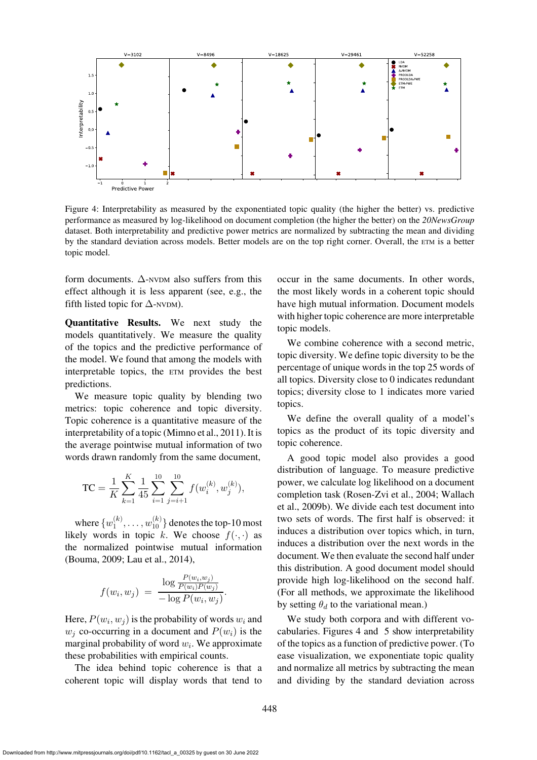Figure 4: Interpretability as measured by the exponentiated topic quality (the higher the better) vs. predictive performance as measured by log-likelihood on document completion (the higher the better) on the *20NewsGroup* dataset. Both interpretability and predictive power metrics are normalized by subtracting the mean and dividing by the standard deviation across models. Better models are on the top right corner. Overall, the ETM is a better topic model.

form documents. $\Delta$-NVDM also suffers from this effect although it is less apparent (see, e.g., the fifth listed topic for $\Delta$-NVDM).

**Quantitative Results.** We next study the models quantitatively. We measure the quality of the topics and the predictive performance of the model. We found that among the models with interpretable topics, the ETM provides the best predictions.

We measure topic quality by blending two metrics: topic coherence and topic diversity. Topic coherence is a quantitative measure of the interpretability of a topic (Mimno et al., 2011). It is the average pointwise mutual information of two words drawn randomly from the same document,

$$\text{TC} = \frac{1}{K}\sum_{k=1}^{K}\frac{1}{45}\sum_{i=1}^{10}\sum_{j=i+1}^{10} f(w_i^{(k)}, w_j^{(k)}),$$

where $\{w_1^{(k)}, \ldots, w_{10}^{(k)}\}$ denotes the top-10 most likely words in topic $k$. We choose $f(\cdot,\cdot)$ as the normalized pointwise mutual information (Bouma, 2009; Lau et al., 2014),

$$f(w_i, w_j) = \frac{\log \frac{P(w_i, w_j)}{P(w_i)P(w_j)}}{-\log P(w_i, w_j)}.$$

Here, $P(w_i, w_j)$ is the probability of words $w_i$ and $w_j$ co-occurring in a document and $P(w_i)$ is the marginal probability of word $w_i$. We approximate these probabilities with empirical counts.

The idea behind topic coherence is that a coherent topic will display words that tend to occur in the same documents. In other words, the most likely words in a coherent topic should have high mutual information. Document models with higher topic coherence are more interpretable topic models.

We combine coherence with a second metric, topic diversity. We define topic diversity to be the percentage of unique words in the top 25 words of all topics. Diversity close to 0 indicates redundant topics; diversity close to 1 indicates more varied topics.

We define the overall quality of a model's topics as the product of its topic diversity and topic coherence.

A good topic model also provides a good distribution of language. To measure predictive power, we calculate log likelihood on a document completion task (Rosen-Zvi et al., 2004; Wallach et al., 2009b). We divide each test document into two sets of words. The first half is observed: it induces a distribution over topics which, in turn, induces a distribution over the next words in the document. We then evaluate the second half under this distribution. A good document model should provide high log-likelihood on the second half. (For all methods, we approximate the likelihood by setting $\theta_d$ to the variational mean.)

We study both corpora and with different vocabularies. Figures 4 and 5 show interpretability of the topics as a function of predictive power. (To ease visualization, we exponentiate topic quality and normalize all metrics by subtracting the mean and dividing by the standard deviation across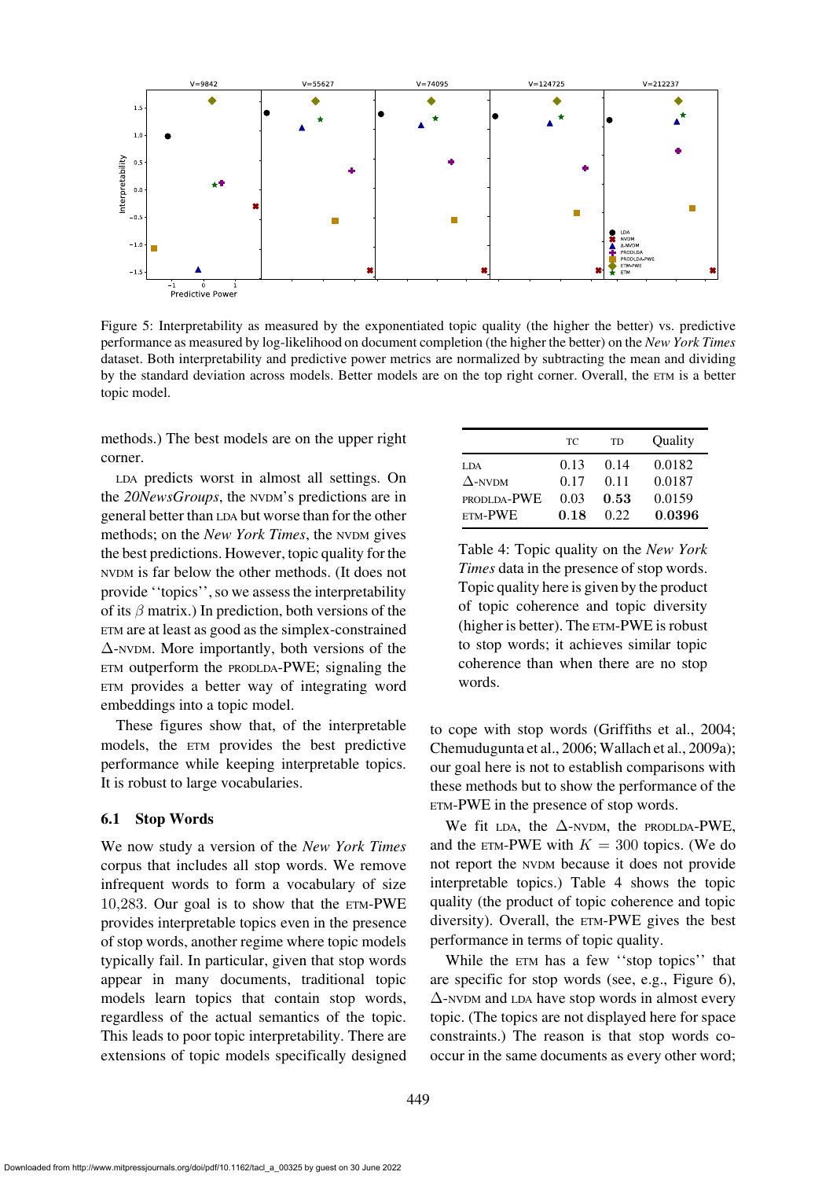Figure 5: Interpretability as measured by the exponentiated topic quality (the higher the better) vs. predictive performance as measured by log-likelihood on document completion (the higher the better) on the *New York Times* dataset. Both interpretability and predictive power metrics are normalized by subtracting the mean and dividing by the standard deviation across models. Better models are on the top right corner. Overall, the ETM is a better topic model.

methods.) The best models are on the upper right corner.

LDA predicts worst in almost all settings. On the *20NewsGroups*, the NVDM's predictions are in general better than LDA but worse than for the other methods; on the *New York Times*, the NVDM gives the best predictions. However, topic quality for the NVDM is far below the other methods. (It does not provide ''topics'', so we assess the interpretability of its $\beta$ matrix.) In prediction, both versions of the ETM are at least as good as the simplex-constrained $\Delta$-NVDM. More importantly, both versions of the ETM outperform the PRODLDA-PWE; signaling the ETM provides a better way of integrating word embeddings into a topic model.

These figures show that, of the interpretable models, the ETM provides the best predictive performance while keeping interpretable topics. It is robust to large vocabularies.

### 6.1 Stop Words

We now study a version of the *New York Times* corpus that includes all stop words. We remove infrequent words to form a vocabulary of size 10,283. Our goal is to show that the ETM-PWE provides interpretable topics even in the presence of stop words, another regime where topic models typically fail. In particular, given that stop words appear in many documents, traditional topic models learn topics that contain stop words, regardless of the actual semantics of the topic. This leads to poor topic interpretability. There are extensions of topic models specifically designed to cope with stop words (Griffiths et al., 2004; Chemudugunta et al., 2006; Wallach et al., 2009a); our goal here is not to establish comparisons with these methods but to show the performance of the ETM-PWE in the presence of stop words.

|  | TC | TD | Quality |
|---|---|---|---|
| LDA | 0.13 | 0.14 | 0.0182 |
| $\Delta$-NVDM | 0.17 | 0.11 | 0.0187 |
| PRODLDA-PWE | 0.03 | **0.53** | 0.0159 |
| ETM-PWE | **0.18** | 0.22 | **0.0396** |

Table 4: Topic quality on the *New York Times* data in the presence of stop words. Topic quality here is given by the product of topic coherence and topic diversity (higher is better). The ETM-PWE is robust to stop words; it achieves similar topic coherence than when there are no stop words.

We fit LDA, the $\Delta$-NVDM, the PRODLDA-PWE, and the ETM-PWE with $K = 300$ topics. (We do not report the NVDM because it does not provide interpretable topics.) Table 4 shows the topic quality (the product of topic coherence and topic diversity). Overall, the ETM-PWE gives the best performance in terms of topic quality.

While the ETM has a few ''stop topics'' that are specific for stop words (see, e.g., Figure 6), $\Delta$-NVDM and LDA have stop words in almost every topic. (The topics are not displayed here for space constraints.) The reason is that stop words co-occur in the same documents as every other word;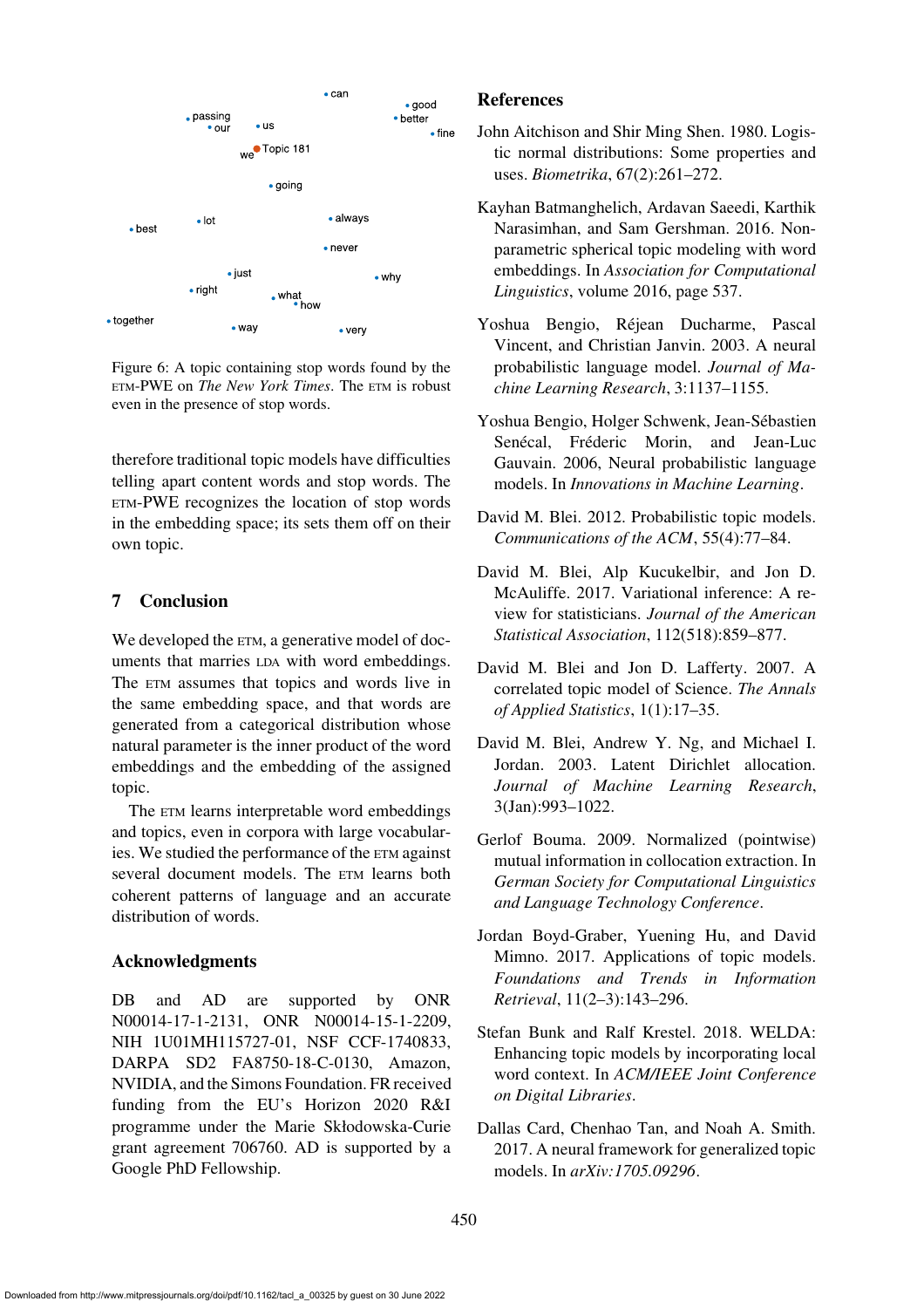Figure 6: A topic containing stop words found by the ETM-PWE on *The New York Times*. The ETM is robust even in the presence of stop words.

therefore traditional topic models have difficulties telling apart content words and stop words. The ETM-PWE recognizes the location of stop words in the embedding space; its sets them off on their own topic.

## 7 Conclusion

We developed the ETM, a generative model of documents that marries LDA with word embeddings. The ETM assumes that topics and words live in the same embedding space, and that words are generated from a categorical distribution whose natural parameter is the inner product of the word embeddings and the embedding of the assigned topic.

The ETM learns interpretable word embeddings and topics, even in corpora with large vocabularies. We studied the performance of the ETM against several document models. The ETM learns both coherent patterns of language and an accurate distribution of words.

## Acknowledgments

DB and AD are supported by ONR N00014-17-1-2131, ONR N00014-15-1-2209, NIH 1U01MH115727-01, NSF CCF-1740833, DARPA SD2 FA8750-18-C-0130, Amazon, NVIDIA, and the Simons Foundation. FR received funding from the EU's Horizon 2020 R&I programme under the Marie Skłodowska-Curie grant agreement 706760. AD is supported by a Google PhD Fellowship.

## References

John Aitchison and Shir Ming Shen. 1980. Logistic normal distributions: Some properties and uses. *Biometrika*, 67(2):261–272.

Kayhan Batmanghelich, Ardavan Saeedi, Karthik Narasimhan, and Sam Gershman. 2016. Nonparametric spherical topic modeling with word embeddings. In *Association for Computational Linguistics*, volume 2016, page 537.

Yoshua Bengio, Réjean Ducharme, Pascal Vincent, and Christian Janvin. 2003. A neural probabilistic language model. *Journal of Machine Learning Research*, 3:1137–1155.

Yoshua Bengio, Holger Schwenk, Jean-Sébastien Senécal, Fréderic Morin, and Jean-Luc Gauvain. 2006, Neural probabilistic language models. In *Innovations in Machine Learning*.

David M. Blei. 2012. Probabilistic topic models. *Communications of the ACM*, 55(4):77–84.

David M. Blei, Alp Kucukelbir, and Jon D. McAuliffe. 2017. Variational inference: A review for statisticians. *Journal of the American Statistical Association*, 112(518):859–877.

David M. Blei and Jon D. Lafferty. 2007. A correlated topic model of Science. *The Annals of Applied Statistics*, 1(1):17–35.

David M. Blei, Andrew Y. Ng, and Michael I. Jordan. 2003. Latent Dirichlet allocation. *Journal of Machine Learning Research*, 3(Jan):993–1022.

Gerlof Bouma. 2009. Normalized (pointwise) mutual information in collocation extraction. In *German Society for Computational Linguistics and Language Technology Conference*.

Jordan Boyd-Graber, Yuening Hu, and David Mimno. 2017. Applications of topic models. *Foundations and Trends in Information Retrieval*, 11(2–3):143–296.

Stefan Bunk and Ralf Krestel. 2018. WELDA: Enhancing topic models by incorporating local word context. In *ACM/IEEE Joint Conference on Digital Libraries*.

Dallas Card, Chenhao Tan, and Noah A. Smith. 2017. A neural framework for generalized topic models. In *arXiv:1705.09296*.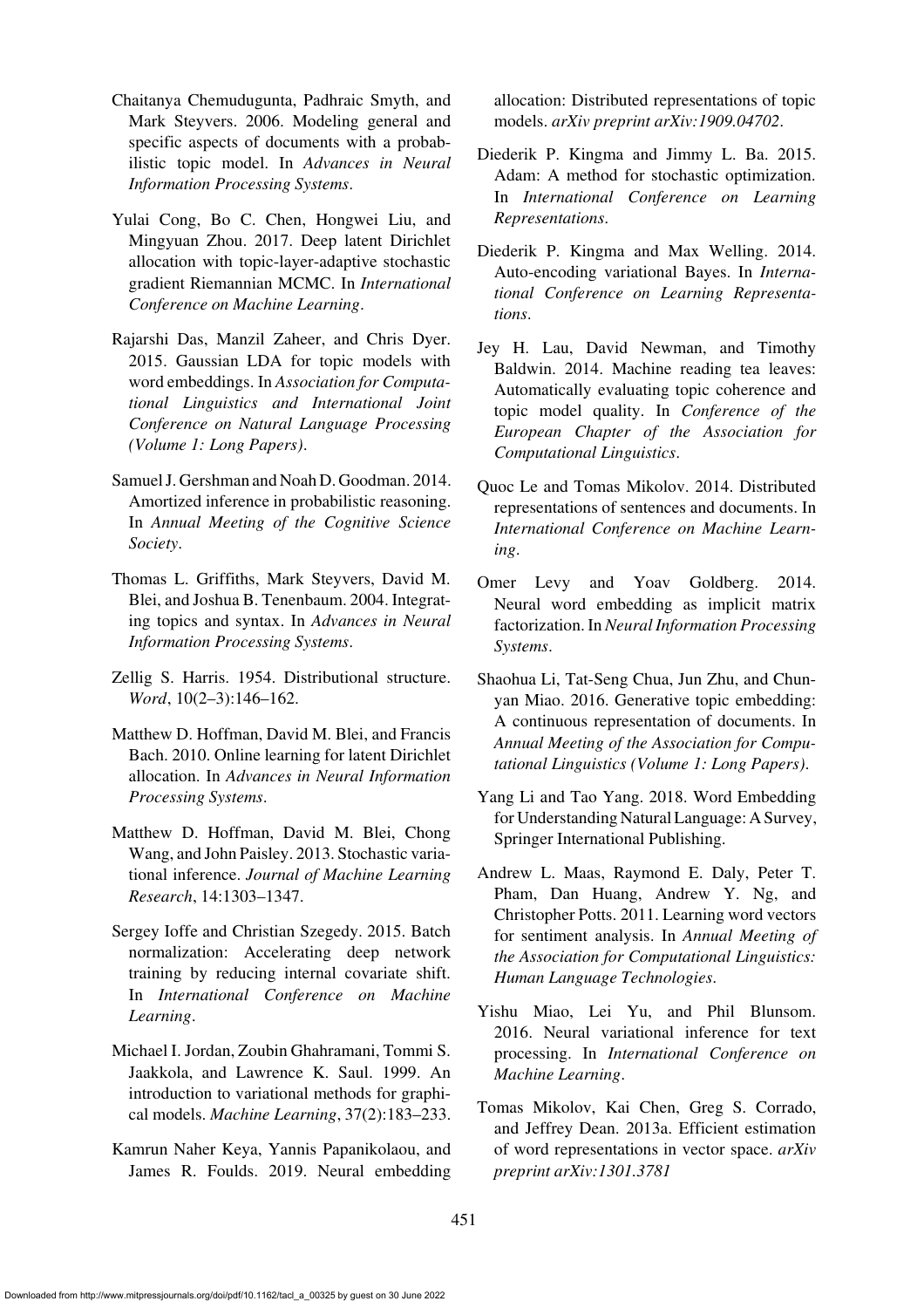Chaitanya Chemudugunta, Padhraic Smyth, and Mark Steyvers. 2006. Modeling general and specific aspects of documents with a probabilistic topic model. In *Advances in Neural Information Processing Systems*.

Yulai Cong, Bo C. Chen, Hongwei Liu, and Mingyuan Zhou. 2017. Deep latent Dirichlet allocation with topic-layer-adaptive stochastic gradient Riemannian MCMC. In *International Conference on Machine Learning*.

Rajarshi Das, Manzil Zaheer, and Chris Dyer. 2015. Gaussian LDA for topic models with word embeddings. In *Association for Computational Linguistics and International Joint Conference on Natural Language Processing (Volume 1: Long Papers)*.

Samuel J. Gershman and Noah D. Goodman. 2014. Amortized inference in probabilistic reasoning. In *Annual Meeting of the Cognitive Science Society*.

Thomas L. Griffiths, Mark Steyvers, David M. Blei, and Joshua B. Tenenbaum. 2004. Integrating topics and syntax. In *Advances in Neural Information Processing Systems*.

Zellig S. Harris. 1954. Distributional structure. *Word*, 10(2–3):146–162.

Matthew D. Hoffman, David M. Blei, and Francis Bach. 2010. Online learning for latent Dirichlet allocation. In *Advances in Neural Information Processing Systems*.

Matthew D. Hoffman, David M. Blei, Chong Wang, and John Paisley. 2013. Stochastic variational inference. *Journal of Machine Learning Research*, 14:1303–1347.

Sergey Ioffe and Christian Szegedy. 2015. Batch normalization: Accelerating deep network training by reducing internal covariate shift. In *International Conference on Machine Learning*.

Michael I. Jordan, Zoubin Ghahramani, Tommi S. Jaakkola, and Lawrence K. Saul. 1999. An introduction to variational methods for graphical models. *Machine Learning*, 37(2):183–233.

Kamrun Naher Keya, Yannis Papanikolaou, and James R. Foulds. 2019. Neural embedding allocation: Distributed representations of topic models. *arXiv preprint arXiv:1909.04702*.

Diederik P. Kingma and Jimmy L. Ba. 2015. Adam: A method for stochastic optimization. In *International Conference on Learning Representations*.

Diederik P. Kingma and Max Welling. 2014. Auto-encoding variational Bayes. In *International Conference on Learning Representations*.

Jey H. Lau, David Newman, and Timothy Baldwin. 2014. Machine reading tea leaves: Automatically evaluating topic coherence and topic model quality. In *Conference of the European Chapter of the Association for Computational Linguistics*.

Quoc Le and Tomas Mikolov. 2014. Distributed representations of sentences and documents. In *International Conference on Machine Learning*.

Omer Levy and Yoav Goldberg. 2014. Neural word embedding as implicit matrix factorization. In *Neural Information Processing Systems*.

Shaohua Li, Tat-Seng Chua, Jun Zhu, and Chunyan Miao. 2016. Generative topic embedding: A continuous representation of documents. In *Annual Meeting of the Association for Computational Linguistics (Volume 1: Long Papers)*.

Yang Li and Tao Yang. 2018. Word Embedding for Understanding Natural Language: A Survey, Springer International Publishing.

Andrew L. Maas, Raymond E. Daly, Peter T. Pham, Dan Huang, Andrew Y. Ng, and Christopher Potts. 2011. Learning word vectors for sentiment analysis. In *Annual Meeting of the Association for Computational Linguistics: Human Language Technologies*.

Yishu Miao, Lei Yu, and Phil Blunsom. 2016. Neural variational inference for text processing. In *International Conference on Machine Learning*.

Tomas Mikolov, Kai Chen, Greg S. Corrado, and Jeffrey Dean. 2013a. Efficient estimation of word representations in vector space. *arXiv preprint arXiv:1301.3781*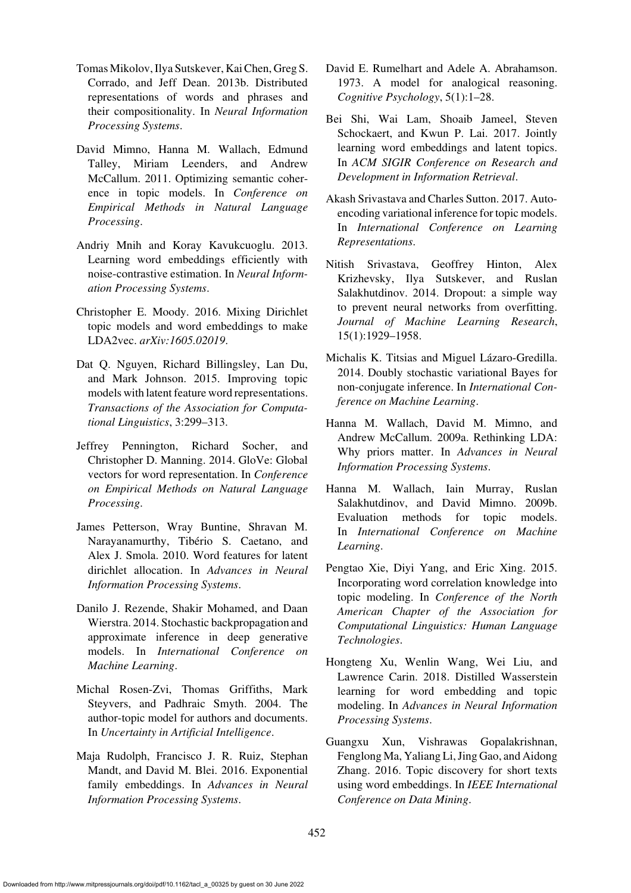Tomas Mikolov, Ilya Sutskever, Kai Chen, Greg S. Corrado, and Jeff Dean. 2013b. Distributed representations of words and phrases and their compositionality. In *Neural Information Processing Systems*.

David Mimno, Hanna M. Wallach, Edmund Talley, Miriam Leenders, and Andrew McCallum. 2011. Optimizing semantic coherence in topic models. In *Conference on Empirical Methods in Natural Language Processing*.

Andriy Mnih and Koray Kavukcuoglu. 2013. Learning word embeddings efficiently with noise-contrastive estimation. In *Neural Information Processing Systems*.

Christopher E. Moody. 2016. Mixing Dirichlet topic models and word embeddings to make LDA2vec. *arXiv:1605.02019*.

Dat Q. Nguyen, Richard Billingsley, Lan Du, and Mark Johnson. 2015. Improving topic models with latent feature word representations. *Transactions of the Association for Computational Linguistics*, 3:299–313.

Jeffrey Pennington, Richard Socher, and Christopher D. Manning. 2014. GloVe: Global vectors for word representation. In *Conference on Empirical Methods on Natural Language Processing*.

James Petterson, Wray Buntine, Shravan M. Narayanamurthy, Tibério S. Caetano, and Alex J. Smola. 2010. Word features for latent dirichlet allocation. In *Advances in Neural Information Processing Systems*.

Danilo J. Rezende, Shakir Mohamed, and Daan Wierstra. 2014. Stochastic backpropagation and approximate inference in deep generative models. In *International Conference on Machine Learning*.

Michal Rosen-Zvi, Thomas Griffiths, Mark Steyvers, and Padhraic Smyth. 2004. The author-topic model for authors and documents. In *Uncertainty in Artificial Intelligence*.

Maja Rudolph, Francisco J. R. Ruiz, Stephan Mandt, and David M. Blei. 2016. Exponential family embeddings. In *Advances in Neural Information Processing Systems*.

David E. Rumelhart and Adele A. Abrahamson. 1973. A model for analogical reasoning. *Cognitive Psychology*, 5(1):1–28.

Bei Shi, Wai Lam, Shoaib Jameel, Steven Schockaert, and Kwun P. Lai. 2017. Jointly learning word embeddings and latent topics. In *ACM SIGIR Conference on Research and Development in Information Retrieval*.

Akash Srivastava and Charles Sutton. 2017. Autoencoding variational inference for topic models. In *International Conference on Learning Representations*.

Nitish Srivastava, Geoffrey Hinton, Alex Krizhevsky, Ilya Sutskever, and Ruslan Salakhutdinov. 2014. Dropout: a simple way to prevent neural networks from overfitting. *Journal of Machine Learning Research*, 15(1):1929–1958.

Michalis K. Titsias and Miguel Lázaro-Gredilla. 2014. Doubly stochastic variational Bayes for non-conjugate inference. In *International Conference on Machine Learning*.

Hanna M. Wallach, David M. Mimno, and Andrew McCallum. 2009a. Rethinking LDA: Why priors matter. In *Advances in Neural Information Processing Systems*.

Hanna M. Wallach, Iain Murray, Ruslan Salakhutdinov, and David Mimno. 2009b. Evaluation methods for topic models. In *International Conference on Machine Learning*.

Pengtao Xie, Diyi Yang, and Eric Xing. 2015. Incorporating word correlation knowledge into topic modeling. In *Conference of the North American Chapter of the Association for Computational Linguistics: Human Language Technologies*.

Hongteng Xu, Wenlin Wang, Wei Liu, and Lawrence Carin. 2018. Distilled Wasserstein learning for word embedding and topic modeling. In *Advances in Neural Information Processing Systems*.

Guangxu Xun, Vishrawas Gopalakrishnan, Fenglong Ma, Yaliang Li, Jing Gao, and Aidong Zhang. 2016. Topic discovery for short texts using word embeddings. In *IEEE International Conference on Data Mining*.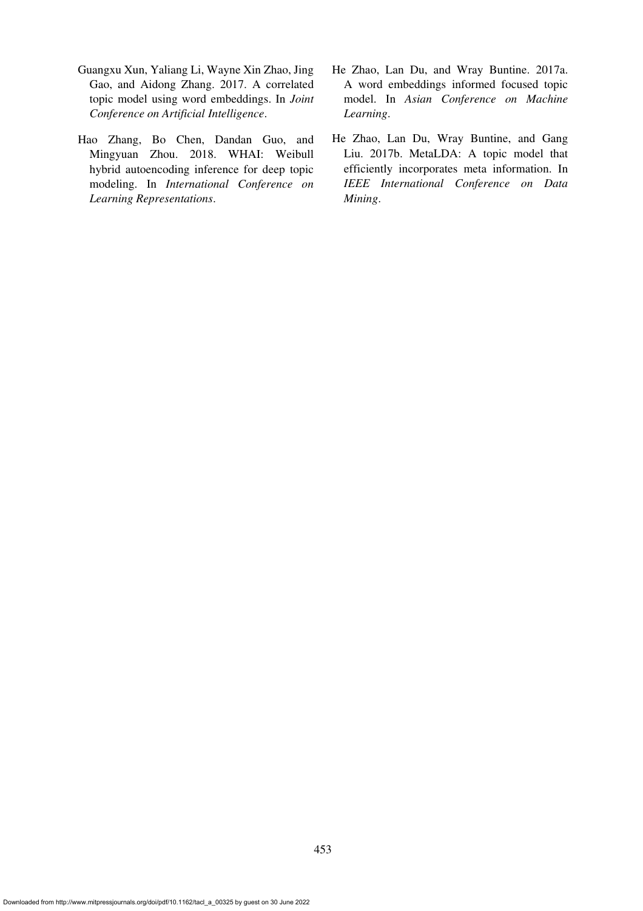Guangxu Xun, Yaliang Li, Wayne Xin Zhao, Jing Gao, and Aidong Zhang. 2017. A correlated topic model using word embeddings. In *Joint Conference on Artificial Intelligence*.

Hao Zhang, Bo Chen, Dandan Guo, and Mingyuan Zhou. 2018. WHAI: Weibull hybrid autoencoding inference for deep topic modeling. In *International Conference on Learning Representations*.

He Zhao, Lan Du, and Wray Buntine. 2017a. A word embeddings informed focused topic model. In *Asian Conference on Machine Learning*.

He Zhao, Lan Du, Wray Buntine, and Gang Liu. 2017b. MetaLDA: A topic model that efficiently incorporates meta information. In *IEEE International Conference on Data Mining*.